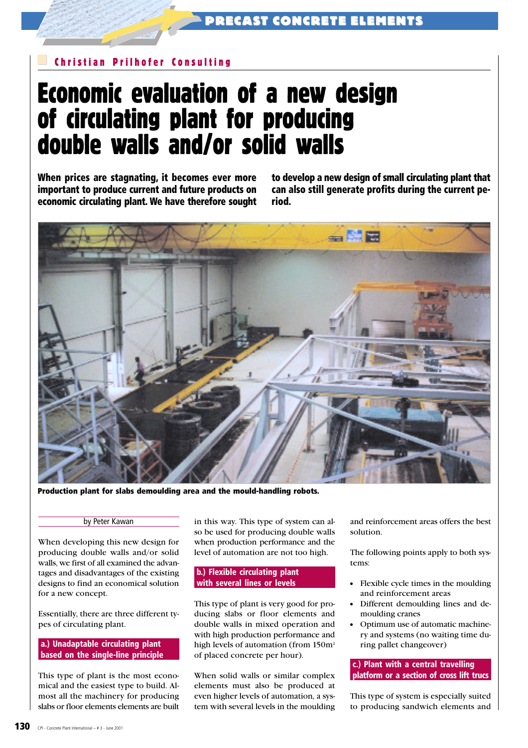Christian Prilhofer Consulting

# Economic evaluation of a new design of circulating plant for producing double walls and/or solid walls

**When prices are stagnating, it becomes ever more important to produce current and future products on economic circulating plant. We have therefore sought to develop a new design of small circulating plant that can also still generate profits during the current period.**

**Production plant for slabs demoulding area and the mould-handling robots.**

by Peter Kawan

When developing this new design for producing double walls and/or solid walls, we first of all examined the advantages and disadvantages of the existing designs to find an economical solution for a new concept.

Essentially, there are three different types of circulating plant.

## a.) Unadaptable circulating plant based on the single-line principle

This type of plant is the most economical and the easiest type to build. Almost all the machinery for producing slabs or floor elements elements are built in this way. This type of system can also be used for producing double walls when production performance and the level of automation are not too high.

## b.) Flexible circulating plant with several lines or levels

This type of plant is very good for producing slabs or floor elements and double walls in mixed operation and with high production performance and high levels of automation (from 150m² of placed concrete per hour).

When solid walls or similar complex elements must also be produced at even higher levels of automation, a system with several levels in the moulding and reinforcement areas offers the best solution.

The following points apply to both systems:

- Flexible cycle times in the moulding and reinforcement areas
- Different demoulding lines and demoulding cranes
- Optimum use of automatic machinery and systems (no waiting time during pallet changeover)

## c.) Plant with a central travelling platform or a section of cross lift trucs

This type of system is especially suited to producing sandwich elements and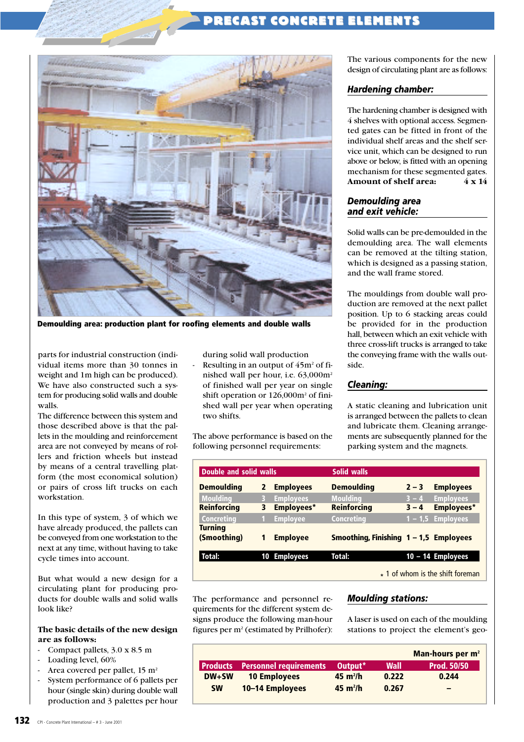Demoulding area: production plant for roofing elements and double walls

parts for industrial construction (individual items more than 30 tonnes in weight and 1m high can be produced). We have also constructed such a system for producing solid walls and double walls.

The difference between this system and those described above is that the pallets in the moulding and reinforcement area are not conveyed by means of rollers and friction wheels but instead by means of a central travelling platform (the most economical solution) or pairs of cross lift trucks on each workstation.

In this type of system, 3 of which we have already produced, the pallets can be conveyed from one workstation to the next at any time, without having to take cycle times into account.

But what would a new design for a circulating plant for producing products for double walls and solid walls look like?

**The basic details of the new design are as follows:**

- Compact pallets, 3.0 x 8.5 m
- Loading level, 60%
- Area covered per pallet, 15 m²
- System performance of 6 pallets per hour (single skin) during double wall production and 3 palettes per hour during solid wall production
- Resulting in an output of 45m² of finished wall per hour, i.e. 63,000m² of finished wall per year on single shift operation or 126,000m² of finished wall per year when operating two shifts.

The above performance is based on the following personnel requirements:

| Double and solid walls | | | Solid walls | | |
|---|---|---|---|---|---|
| Demoulding | 2 | Employees | Demoulding | 2 – 3 | Employees |
| Moulding | 3 | Employees | Moulding | 3 – 4 | Employees |
| Reinforcing | 3 | Employees* | Reinforcing | 3 – 4 | Employees* |
| Concreting | 1 | Employee | Concreting | 1 – 1,5 | Employees |
| Turning (Smoothing) | 1 | Employee | Smoothing, Finishing | 1 – 1,5 | Employees |
| Total: | 10 | Employees | Total: | 10 – 14 | Employees |

* 1 of whom is the shift foreman

The performance and personnel requirements for the different system designs produce the following man-hour figures per m² (estimated by Prilhofer):

| | | | Man-hours per m² | |
|---|---|---|---|---|
| Products | Personnel requirements | Output* | Wall | Prod. 50/50 |
| DW+SW | 10 Employees | 45 m²/h | 0.222 | 0.244 |
| SW | 10–14 Employees | 45 m²/h | 0.267 | – |

The various components for the new design of circulating plant are as follows:

### Hardening chamber:

The hardening chamber is designed with 4 shelves with optional access. Segmented gates can be fitted in front of the individual shelf areas and the shelf service unit, which can be designed to run above or below, is fitted with an opening mechanism for these segmented gates.
**Amount of shelf area: 4 x 14**

### Demoulding area and exit vehicle:

Solid walls can be pre-demoulded in the demoulding area. The wall elements can be removed at the tilting station, which is designed as a passing station, and the wall frame stored.

The mouldings from double wall production are removed at the next pallet position. Up to 6 stacking areas could be provided for in the production hall, between which an exit vehicle with three cross-lift trucks is arranged to take the conveying frame with the walls outside.

### Cleaning:

A static cleaning and lubrication unit is arranged between the pallets to clean and lubricate them. Cleaning arrangements are subsequently planned for the parking system and the magnets.

### Moulding stations:

A laser is used on each of the moulding stations to project the element's geo-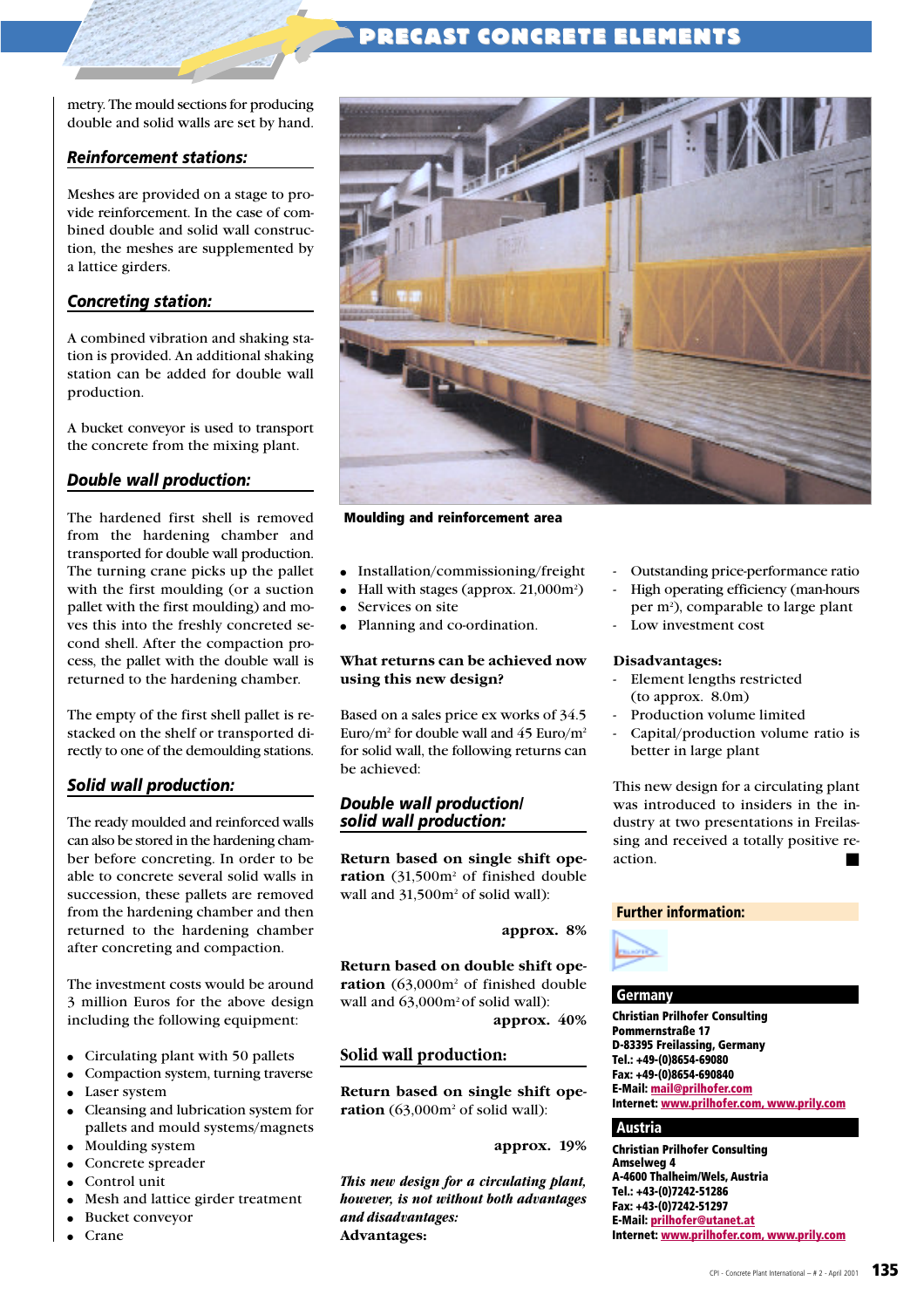metry. The mould sections for producing double and solid walls are set by hand.

### Reinforcement stations:

Meshes are provided on a stage to provide reinforcement. In the case of combined double and solid wall construction, the meshes are supplemented by a lattice girders.

### Concreting station:

A combined vibration and shaking station is provided. An additional shaking station can be added for double wall production.

A bucket conveyor is used to transport the concrete from the mixing plant.

### Double wall production:

The hardened first shell is removed from the hardening chamber and transported for double wall production. The turning crane picks up the pallet with the first moulding (or a suction pallet with the first moulding) and moves this into the freshly concreted second shell. After the compaction process, the pallet with the double wall is returned to the hardening chamber.

The empty of the first shell pallet is restacked on the shelf or transported directly to one of the demoulding stations.

### Solid wall production:

The ready moulded and reinforced walls can also be stored in the hardening chamber before concreting. In order to be able to concrete several solid walls in succession, these pallets are removed from the hardening chamber and then returned to the hardening chamber after concreting and compaction.

The investment costs would be around 3 million Euros for the above design including the following equipment:

- Circulating plant with 50 pallets
- Compaction system, turning traverse
- Laser system
- Cleansing and lubrication system for pallets and mould systems/magnets
- Moulding system
- Concrete spreader
- Control unit
- Mesh and lattice girder treatment
- Bucket conveyor
- Crane
- Installation/commissioning/freight
- Hall with stages (approx. 21,000m²)
- Services on site
- Planning and co-ordination.

Moulding and reinforcement area

**What returns can be achieved now using this new design?**

Based on a sales price ex works of 34.5 Euro/m² for double wall and 45 Euro/m² for solid wall, the following returns can be achieved:

### Double wall production/ solid wall production:

**Return based on single shift operation** (31,500m² of finished double wall and 31,500m² of solid wall):

**approx. 8%**

**Return based on double shift operation** (63,000m² of finished double wall and 63,000m² of solid wall):

**approx. 40%**

### Solid wall production:

**Return based on single shift operation** (63,000m² of solid wall):

**approx. 19%**

***This new design for a circulating plant, however, is not without both advantages and disadvantages:***

**Advantages:**

- Outstanding price-performance ratio
- High operating efficiency (man-hours per m²), comparable to large plant
- Low investment cost

**Disadvantages:**

- Element lengths restricted (to approx. 8.0m)
- Production volume limited
- Capital/production volume ratio is better in large plant

This new design for a circulating plant was introduced to insiders in the industry at two presentations in Freilassing and received a totally positive reaction.

**Further information:**

**Germany**

**Christian Prilhofer Consulting**
**Pommernstraße 17**
**D-83395 Freilassing, Germany**
**Tel.: +49-(0)8654-69080**
**Fax: +49-(0)8654-690840**
**E-Mail: mail@prilhofer.com**
**Internet: www.prilhofer.com, www.prily.com**

**Austria**

**Christian Prilhofer Consulting**
**Amselweg 4**
**A-4600 Thalheim/Wels, Austria**
**Tel.: +43-(0)7242-51286**
**Fax: +43-(0)7242-51297**
**E-Mail: prilhofer@utanet.at**
**Internet: www.prilhofer.com, www.prily.com**